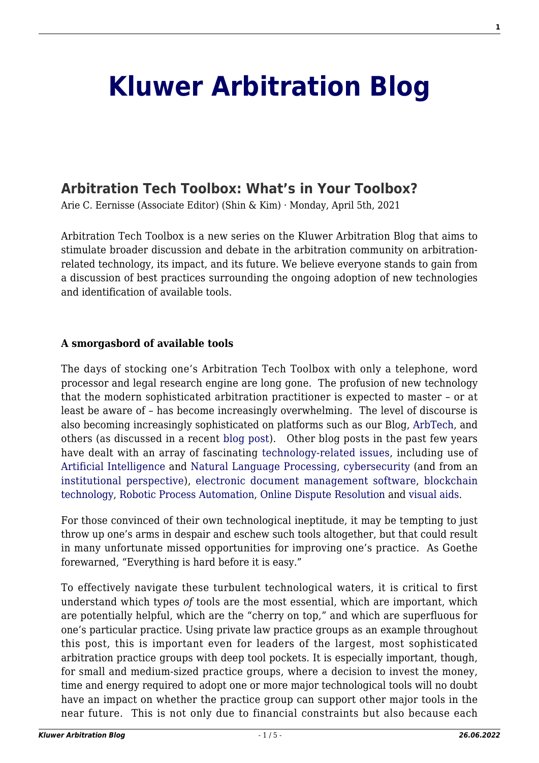# Kluwer Arbitration Blog

## Arbitration Tech Toolbox: What's in Your Toolbox?

Arie C. Eernisse (Associate Editor) (Shin & Kim) · Monday, April 5th, 2021

Arbitration Tech Toolbox is a new series on the Kluwer Arbitration Blog that aims to stimulate broader discussion and debate in the arbitration community on arbitration-related technology, its impact, and its future. We believe everyone stands to gain from a discussion of best practices surrounding the ongoing adoption of new technologies and identification of available tools.

**A smorgasbord of available tools**

The days of stocking one's Arbitration Tech Toolbox with only a telephone, word processor and legal research engine are long gone. The profusion of new technology that the modern sophisticated arbitration practitioner is expected to master – or at least be aware of – has become increasingly overwhelming. The level of discourse is also becoming increasingly sophisticated on platforms such as our Blog, ArbTech, and others (as discussed in a recent blog post). Other blog posts in the past few years have dealt with an array of fascinating technology-related issues, including use of Artificial Intelligence and Natural Language Processing, cybersecurity (and from an institutional perspective), electronic document management software, blockchain technology, Robotic Process Automation, Online Dispute Resolution and visual aids.

For those convinced of their own technological ineptitude, it may be tempting to just throw up one's arms in despair and eschew such tools altogether, but that could result in many unfortunate missed opportunities for improving one's practice. As Goethe forewarned, "Everything is hard before it is easy."

To effectively navigate these turbulent technological waters, it is critical to first understand which types *of* tools are the most essential, which are important, which are potentially helpful, which are the "cherry on top," and which are superfluous for one's particular practice. Using private law practice groups as an example throughout this post, this is important even for leaders of the largest, most sophisticated arbitration practice groups with deep tool pockets. It is especially important, though, for small and medium-sized practice groups, where a decision to invest the money, time and energy required to adopt one or more major technological tools will no doubt have an impact on whether the practice group can support other major tools in the near future. This is not only due to financial constraints but also because each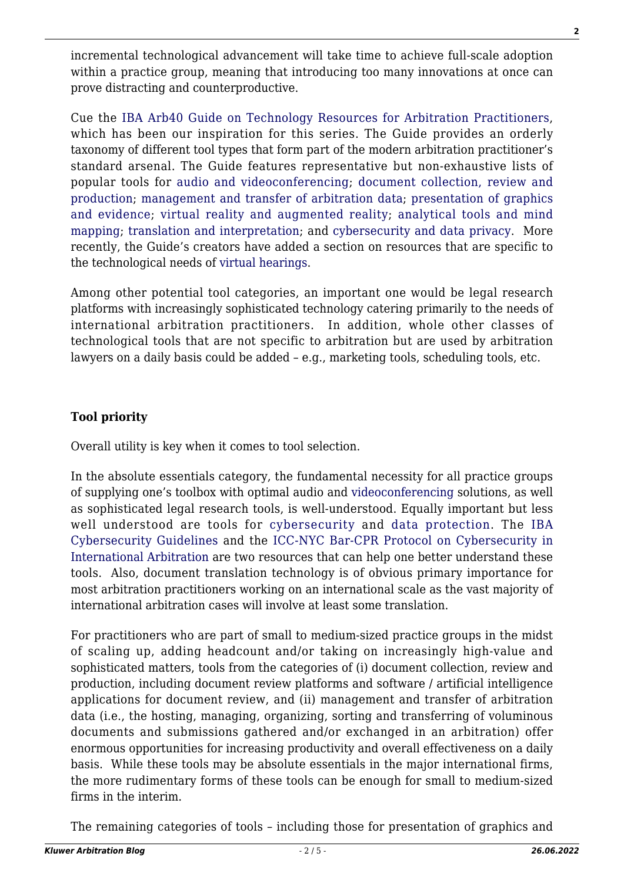incremental technological advancement will take time to achieve full-scale adoption within a practice group, meaning that introducing too many innovations at once can prove distracting and counterproductive.

Cue the IBA Arb40 Guide on Technology Resources for Arbitration Practitioners, which has been our inspiration for this series. The Guide provides an orderly taxonomy of different tool types that form part of the modern arbitration practitioner's standard arsenal. The Guide features representative but non-exhaustive lists of popular tools for audio and videoconferencing; document collection, review and production; management and transfer of arbitration data; presentation of graphics and evidence; virtual reality and augmented reality; analytical tools and mind mapping; translation and interpretation; and cybersecurity and data privacy. More recently, the Guide's creators have added a section on resources that are specific to the technological needs of virtual hearings.

Among other potential tool categories, an important one would be legal research platforms with increasingly sophisticated technology catering primarily to the needs of international arbitration practitioners. In addition, whole other classes of technological tools that are not specific to arbitration but are used by arbitration lawyers on a daily basis could be added – e.g., marketing tools, scheduling tools, etc.

**Tool priority**

Overall utility is key when it comes to tool selection.

In the absolute essentials category, the fundamental necessity for all practice groups of supplying one's toolbox with optimal audio and videoconferencing solutions, as well as sophisticated legal research tools, is well-understood. Equally important but less well understood are tools for cybersecurity and data protection. The IBA Cybersecurity Guidelines and the ICC-NYC Bar-CPR Protocol on Cybersecurity in International Arbitration are two resources that can help one better understand these tools. Also, document translation technology is of obvious primary importance for most arbitration practitioners working on an international scale as the vast majority of international arbitration cases will involve at least some translation.

For practitioners who are part of small to medium-sized practice groups in the midst of scaling up, adding headcount and/or taking on increasingly high-value and sophisticated matters, tools from the categories of (i) document collection, review and production, including document review platforms and software / artificial intelligence applications for document review, and (ii) management and transfer of arbitration data (i.e., the hosting, managing, organizing, sorting and transferring of voluminous documents and submissions gathered and/or exchanged in an arbitration) offer enormous opportunities for increasing productivity and overall effectiveness on a daily basis. While these tools may be absolute essentials in the major international firms, the more rudimentary forms of these tools can be enough for small to medium-sized firms in the interim.

The remaining categories of tools – including those for presentation of graphics and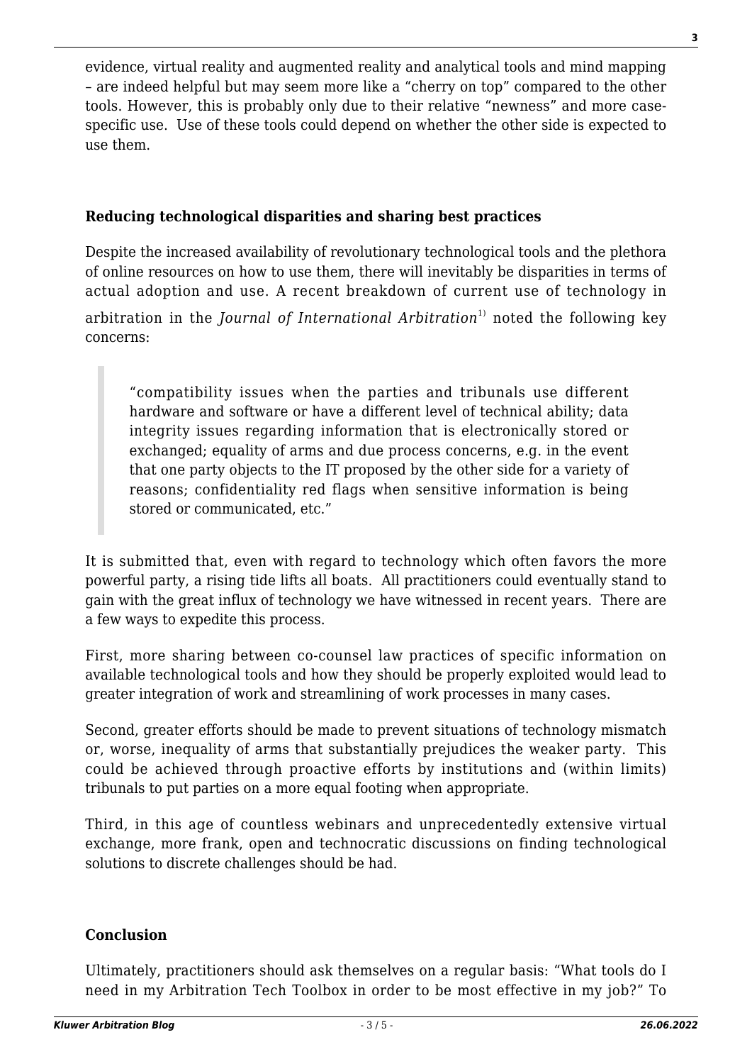evidence, virtual reality and augmented reality and analytical tools and mind mapping – are indeed helpful but may seem more like a "cherry on top" compared to the other tools. However, this is probably only due to their relative "newness" and more case-specific use. Use of these tools could depend on whether the other side is expected to use them.

## Reducing technological disparities and sharing best practices

Despite the increased availability of revolutionary technological tools and the plethora of online resources on how to use them, there will inevitably be disparities in terms of actual adoption and use. A recent breakdown of current use of technology in arbitration in the *Journal of International Arbitration*[1] noted the following key concerns:

> "compatibility issues when the parties and tribunals use different hardware and software or have a different level of technical ability; data integrity issues regarding information that is electronically stored or exchanged; equality of arms and due process concerns, e.g. in the event that one party objects to the IT proposed by the other side for a variety of reasons; confidentiality red flags when sensitive information is being stored or communicated, etc."

It is submitted that, even with regard to technology which often favors the more powerful party, a rising tide lifts all boats. All practitioners could eventually stand to gain with the great influx of technology we have witnessed in recent years. There are a few ways to expedite this process.

First, more sharing between co-counsel law practices of specific information on available technological tools and how they should be properly exploited would lead to greater integration of work and streamlining of work processes in many cases.

Second, greater efforts should be made to prevent situations of technology mismatch or, worse, inequality of arms that substantially prejudices the weaker party. This could be achieved through proactive efforts by institutions and (within limits) tribunals to put parties on a more equal footing when appropriate.

Third, in this age of countless webinars and unprecedentedly extensive virtual exchange, more frank, open and technocratic discussions on finding technological solutions to discrete challenges should be had.

## Conclusion

Ultimately, practitioners should ask themselves on a regular basis: "What tools do I need in my Arbitration Tech Toolbox in order to be most effective in my job?" To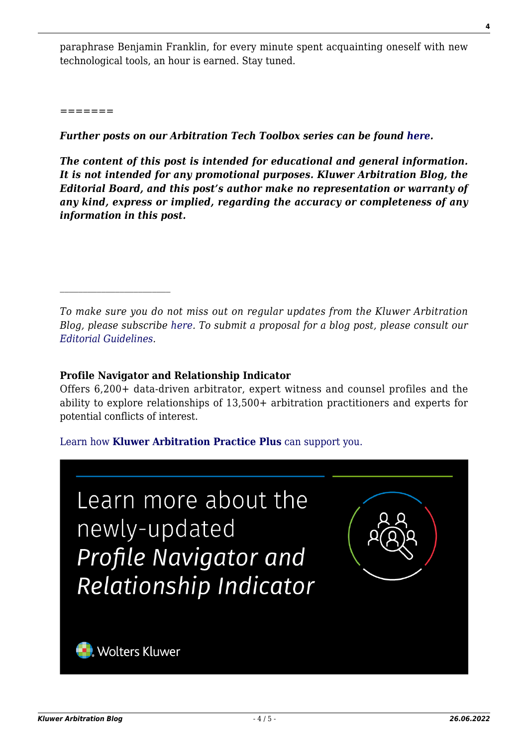paraphrase Benjamin Franklin, for every minute spent acquainting oneself with new technological tools, an hour is earned. Stay tuned.

=======

***Further posts on our Arbitration Tech Toolbox series can be found here.***

***The content of this post is intended for educational and general information. It is not intended for any promotional purposes. Kluwer Arbitration Blog, the Editorial Board, and this post's author make no representation or warranty of any kind, express or implied, regarding the accuracy or completeness of any information in this post.***

---

*To make sure you do not miss out on regular updates from the Kluwer Arbitration Blog, please subscribe here. To submit a proposal for a blog post, please consult our Editorial Guidelines.*

**Profile Navigator and Relationship Indicator**
Offers 6,200+ data-driven arbitrator, expert witness and counsel profiles and the ability to explore relationships of 13,500+ arbitration practitioners and experts for potential conflicts of interest.

Learn how **Kluwer Arbitration Practice Plus** can support you.

Learn more about the newly-updated *Profile Navigator and Relationship Indicator*

Wolters Kluwer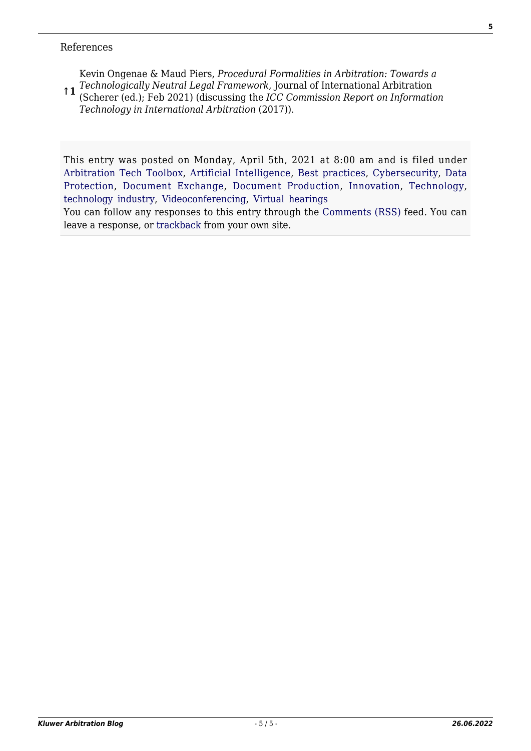References

↑1 Kevin Ongenae & Maud Piers, *Procedural Formalities in Arbitration: Towards a Technologically Neutral Legal Framework*, Journal of International Arbitration (Scherer (ed.); Feb 2021) (discussing the *ICC Commission Report on Information Technology in International Arbitration* (2017)).

This entry was posted on Monday, April 5th, 2021 at 8:00 am and is filed under Arbitration Tech Toolbox, Artificial Intelligence, Best practices, Cybersecurity, Data Protection, Document Exchange, Document Production, Innovation, Technology, technology industry, Videoconferencing, Virtual hearings
You can follow any responses to this entry through the Comments (RSS) feed. You can leave a response, or trackback from your own site.